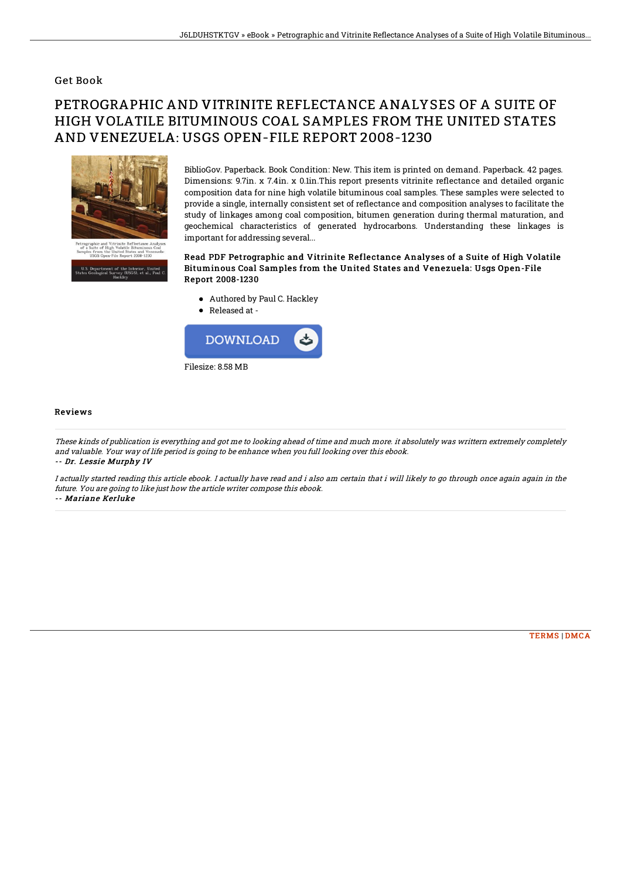## Get Book

# PETROGRAPHIC AND VITRINITE REFLECTANCE ANALYSES OF A SUITE OF HIGH VOLATILE BITUMINOUS COAL SAMPLES FROM THE UNITED STATES AND VENEZUELA: USGS OPEN-FILE REPORT 2008-1230

BiblioGov. Paperback. Book Condition: New. This item is printed on demand. Paperback. 42 pages. Dimensions: 9.7in. x 7.4in. x 0.1in.This report presents vitrinite reflectance and detailed organic composition data for nine high volatile bituminous coal samples. These samples were selected to provide a single, internally consistent set of reflectance and composition analyses to facilitate the study of linkages among coal composition, bitumen generation during thermal maturation, and geochemical characteristics of generated hydrocarbons. Understanding these linkages is important for addressing several...

**Read PDF Petrographic and Vitrinite Reflectance Analyses of a Suite of High Volatile Bituminous Coal Samples from the United States and Venezuela: Usgs Open-File Report 2008-1230**

- Authored by Paul C. Hackley
- Released at -

DOWNLOAD

Filesize: 8.58 MB

### Reviews

*These kinds of publication is everything and got me to looking ahead of time and much more. it absolutely was writtern extremely completely and valuable. Your way of life period is going to be enhance when you full looking over this ebook.*

-- *Dr. Lessie Murphy IV*

*I actually started reading this article ebook. I actually have read and i also am certain that i will likely to go through once again again in the future. You are going to like just how the article writer compose this ebook.*

-- *Mariane Kerluke*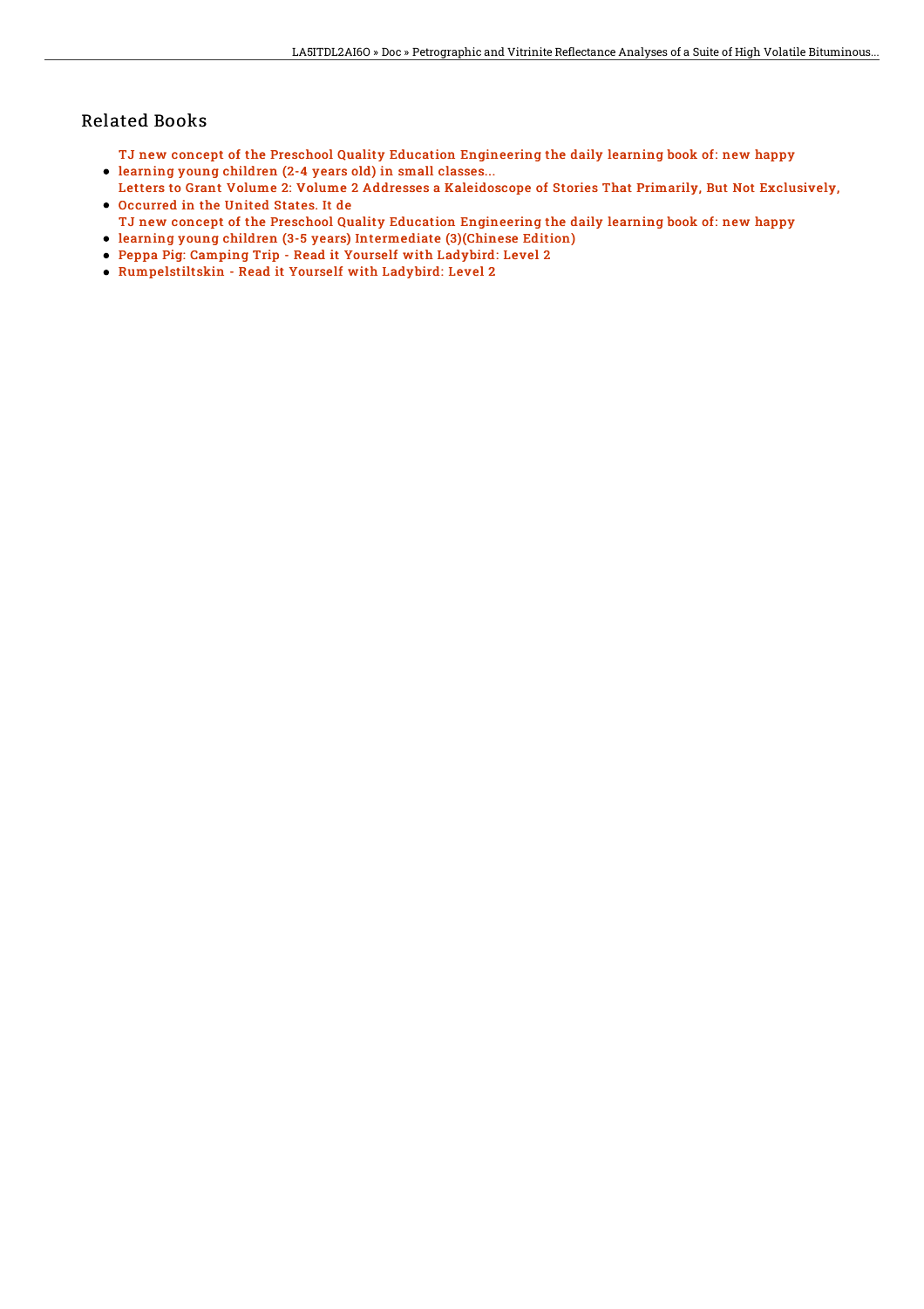## Related Books

- TJ new concept of the Preschool Quality Education Engineering the daily learning book of: new happy learning young children (2-4 years old) in small classes...
- Letters to Grant Volume 2: Volume 2 Addresses a Kaleidoscope of Stories That Primarily, But Not Exclusively, Occurred in the United States. It de
- TJ new concept of the Preschool Quality Education Engineering the daily learning book of: new happy learning young children (3-5 years) Intermediate (3)(Chinese Edition)
- Peppa Pig: Camping Trip - Read it Yourself with Ladybird: Level 2
- Rumpelstiltskin - Read it Yourself with Ladybird: Level 2